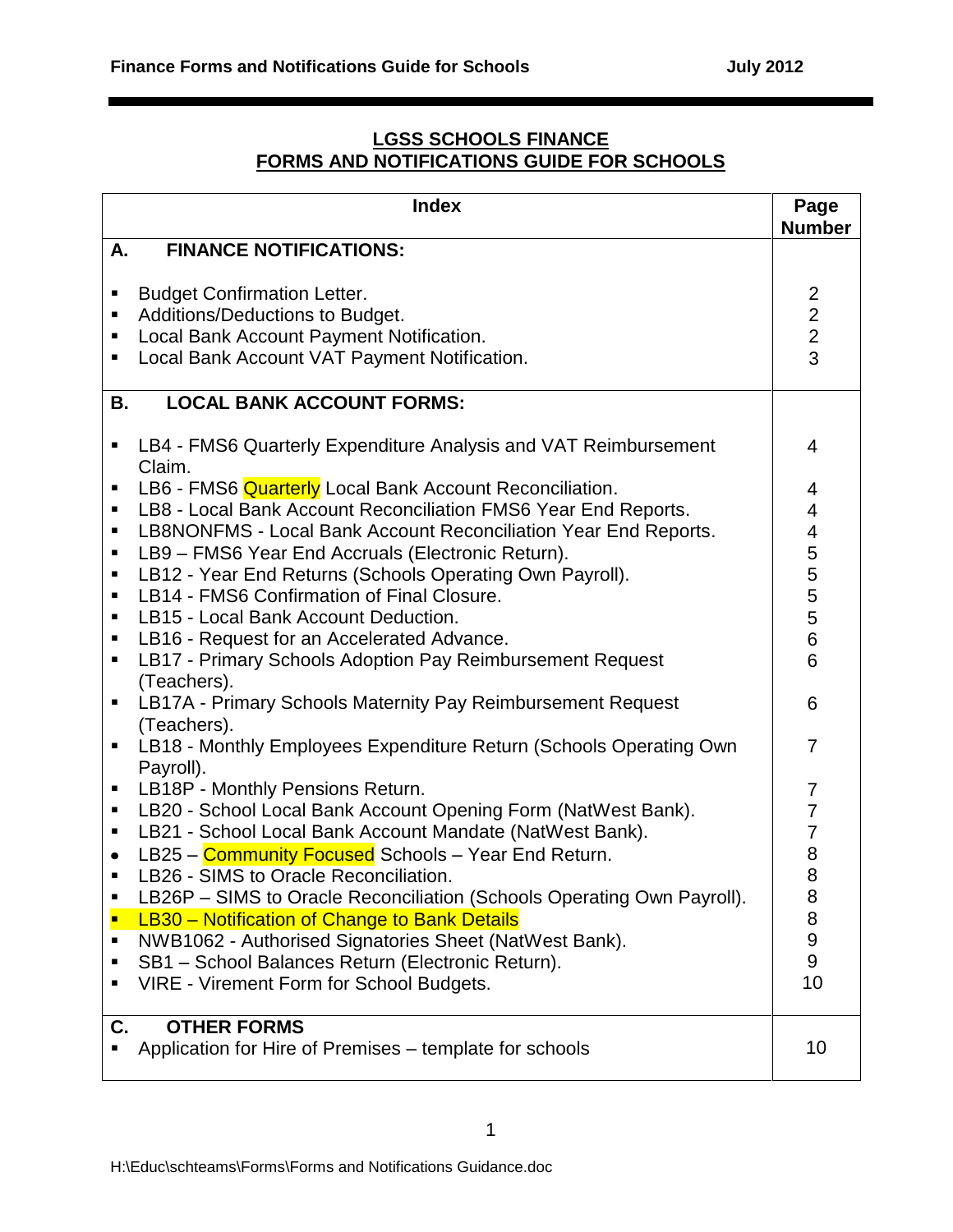# LGSS SCHOOLS FINANCE
## FORMS AND NOTIFICATIONS GUIDE FOR SCHOOLS

| Index | Page Number |
|---|---|
| **A. FINANCE NOTIFICATIONS:** | |
| ▪ Budget Confirmation Letter. | 2 |
| ▪ Additions/Deductions to Budget. | 2 |
| ▪ Local Bank Account Payment Notification. | 2 |
| ▪ Local Bank Account VAT Payment Notification. | 3 |
| **B. LOCAL BANK ACCOUNT FORMS:** | |
| ▪ LB4 - FMS6 Quarterly Expenditure Analysis and VAT Reimbursement Claim. | 4 |
| ▪ LB6 - FMS6 Quarterly Local Bank Account Reconciliation. | 4 |
| ▪ LB8 - Local Bank Account Reconciliation FMS6 Year End Reports. | 4 |
| ▪ LB8NONFMS - Local Bank Account Reconciliation Year End Reports. | 4 |
| ▪ LB9 – FMS6 Year End Accruals (Electronic Return). | 5 |
| ▪ LB12 - Year End Returns (Schools Operating Own Payroll). | 5 |
| ▪ LB14 - FMS6 Confirmation of Final Closure. | 5 |
| ▪ LB15 - Local Bank Account Deduction. | 5 |
| ▪ LB16 - Request for an Accelerated Advance. | 6 |
| ▪ LB17 - Primary Schools Adoption Pay Reimbursement Request (Teachers). | 6 |
| ▪ LB17A - Primary Schools Maternity Pay Reimbursement Request (Teachers). | 6 |
| ▪ LB18 - Monthly Employees Expenditure Return (Schools Operating Own Payroll). | 7 |
| ▪ LB18P - Monthly Pensions Return. | 7 |
| ▪ LB20 - School Local Bank Account Opening Form (NatWest Bank). | 7 |
| ▪ LB21 - School Local Bank Account Mandate (NatWest Bank). | 7 |
| • LB25 – Community Focused Schools – Year End Return. | 8 |
| ▪ LB26 - SIMS to Oracle Reconciliation. | 8 |
| ▪ LB26P – SIMS to Oracle Reconciliation (Schools Operating Own Payroll). | 8 |
| ▪ LB30 – Notification of Change to Bank Details | 8 |
| ▪ NWB1062 - Authorised Signatories Sheet (NatWest Bank). | 9 |
| ▪ SB1 – School Balances Return (Electronic Return). | 9 |
| ▪ VIRE - Virement Form for School Budgets. | 10 |
| **C. OTHER FORMS** | |
| ▪ Application for Hire of Premises – template for schools | 10 |

H:\Educ\schteams\Forms\Forms and Notifications Guidance.doc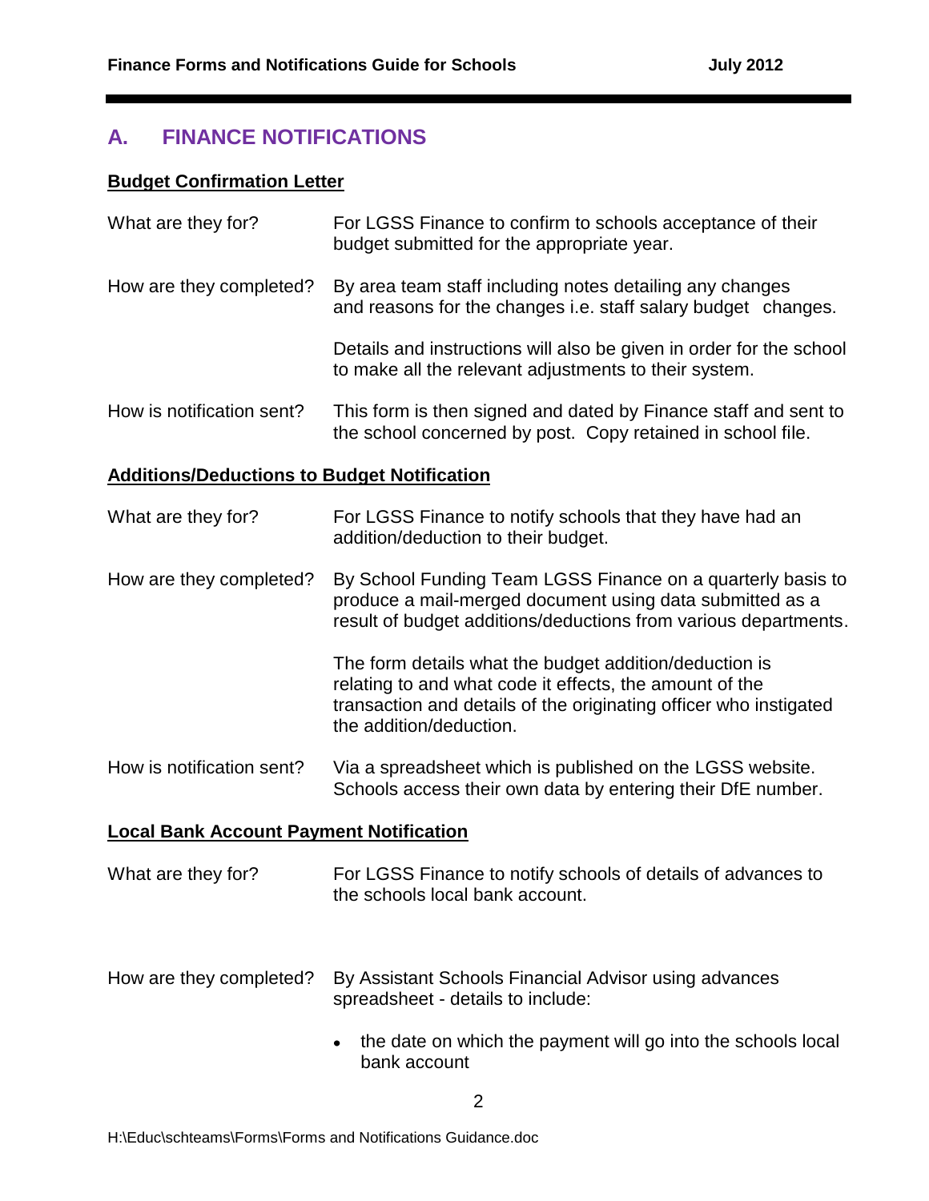## A. FINANCE NOTIFICATIONS

### Budget Confirmation Letter

What are they for? For LGSS Finance to confirm to schools acceptance of their budget submitted for the appropriate year.

How are they completed? By area team staff including notes detailing any changes and reasons for the changes i.e. staff salary budget changes.

Details and instructions will also be given in order for the school to make all the relevant adjustments to their system.

How is notification sent? This form is then signed and dated by Finance staff and sent to the school concerned by post. Copy retained in school file.

### Additions/Deductions to Budget Notification

What are they for? For LGSS Finance to notify schools that they have had an addition/deduction to their budget.

How are they completed? By School Funding Team LGSS Finance on a quarterly basis to produce a mail-merged document using data submitted as a result of budget additions/deductions from various departments.

The form details what the budget addition/deduction is relating to and what code it effects, the amount of the transaction and details of the originating officer who instigated the addition/deduction.

How is notification sent? Via a spreadsheet which is published on the LGSS website. Schools access their own data by entering their DfE number.

### Local Bank Account Payment Notification

What are they for? For LGSS Finance to notify schools of details of advances to the schools local bank account.

How are they completed? By Assistant Schools Financial Advisor using advances spreadsheet - details to include:

- the date on which the payment will go into the schools local bank account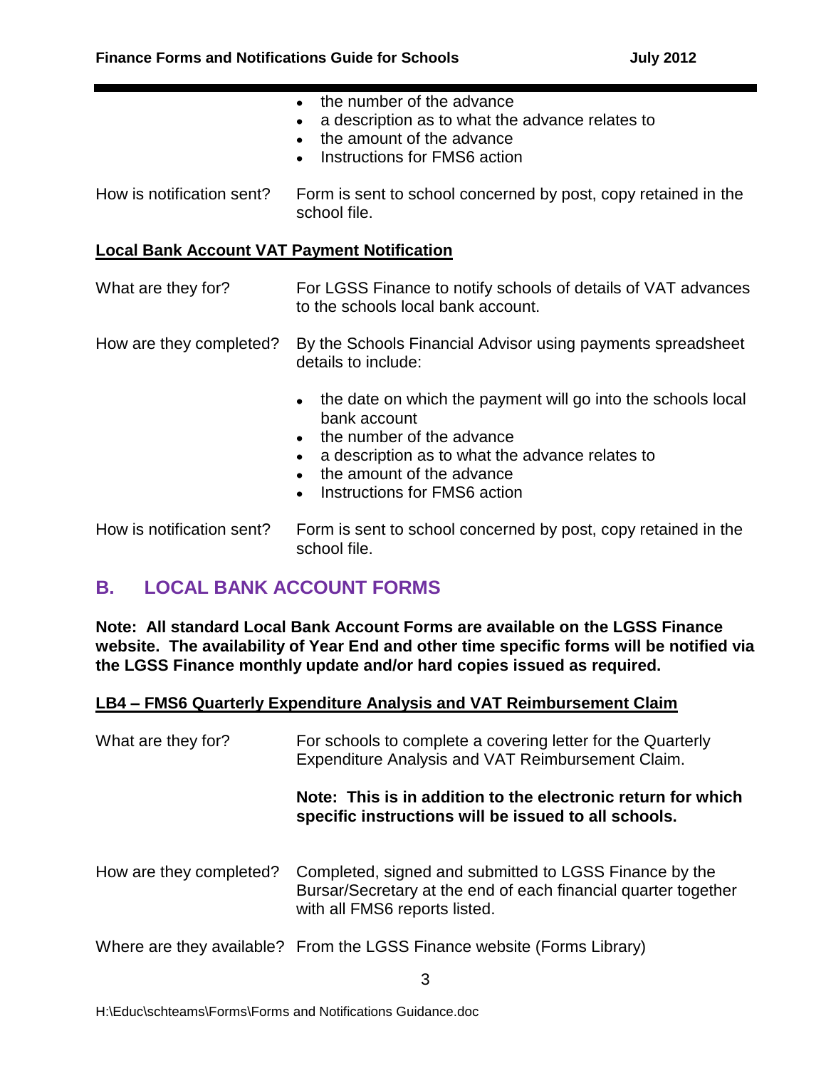- the number of the advance
- a description as to what the advance relates to
- the amount of the advance
- Instructions for FMS6 action

How is notification sent? Form is sent to school concerned by post, copy retained in the school file.

**Local Bank Account VAT Payment Notification**

What are they for? For LGSS Finance to notify schools of details of VAT advances to the schools local bank account.

How are they completed? By the Schools Financial Advisor using payments spreadsheet details to include:

- the date on which the payment will go into the schools local bank account
- the number of the advance
- a description as to what the advance relates to
- the amount of the advance
- Instructions for FMS6 action

How is notification sent? Form is sent to school concerned by post, copy retained in the school file.

## B. LOCAL BANK ACCOUNT FORMS

**Note: All standard Local Bank Account Forms are available on the LGSS Finance website. The availability of Year End and other time specific forms will be notified via the LGSS Finance monthly update and/or hard copies issued as required.**

**LB4 – FMS6 Quarterly Expenditure Analysis and VAT Reimbursement Claim**

What are they for? For schools to complete a covering letter for the Quarterly Expenditure Analysis and VAT Reimbursement Claim.

**Note: This is in addition to the electronic return for which specific instructions will be issued to all schools.**

How are they completed? Completed, signed and submitted to LGSS Finance by the Bursar/Secretary at the end of each financial quarter together with all FMS6 reports listed.

Where are they available? From the LGSS Finance website (Forms Library)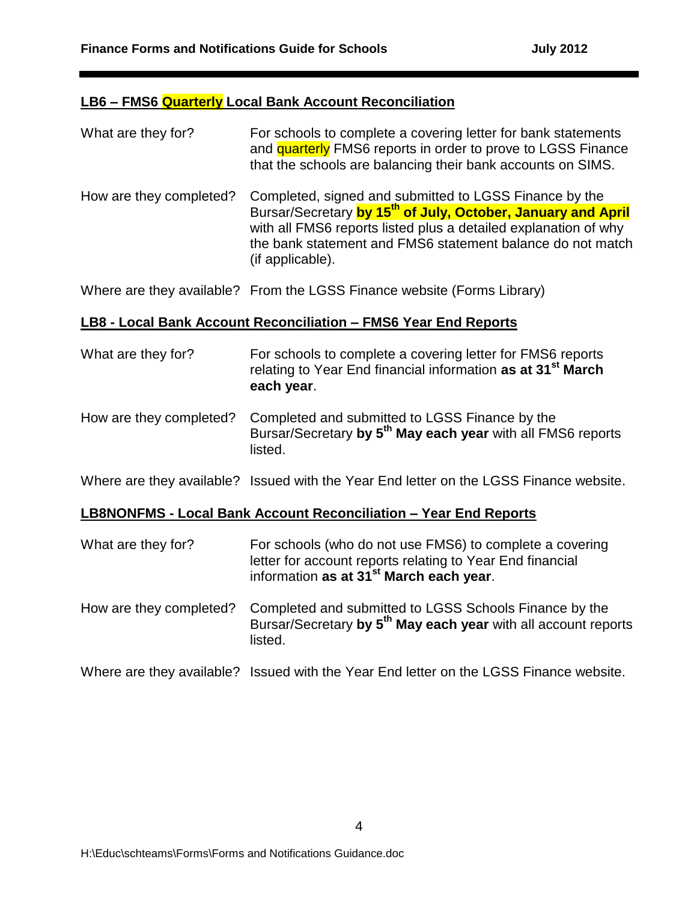## LB6 – FMS6 Quarterly Local Bank Account Reconciliation

| | |
|---|---|
| What are they for? | For schools to complete a covering letter for bank statements and quarterly FMS6 reports in order to prove to LGSS Finance that the schools are balancing their bank accounts on SIMS. |
| How are they completed? | Completed, signed and submitted to LGSS Finance by the Bursar/Secretary **by 15th of July, October, January and April** with all FMS6 reports listed plus a detailed explanation of why the bank statement and FMS6 statement balance do not match (if applicable). |
| Where are they available? | From the LGSS Finance website (Forms Library) |

## LB8 - Local Bank Account Reconciliation – FMS6 Year End Reports

| | |
|---|---|
| What are they for? | For schools to complete a covering letter for FMS6 reports relating to Year End financial information **as at 31st March each year**. |
| How are they completed? | Completed and submitted to LGSS Finance by the Bursar/Secretary **by 5th May each year** with all FMS6 reports listed. |
| Where are they available? | Issued with the Year End letter on the LGSS Finance website. |

## LB8NONFMS - Local Bank Account Reconciliation – Year End Reports

| | |
|---|---|
| What are they for? | For schools (who do not use FMS6) to complete a covering letter for account reports relating to Year End financial information **as at 31st March each year**. |
| How are they completed? | Completed and submitted to LGSS Schools Finance by the Bursar/Secretary **by 5th May each year** with all account reports listed. |
| Where are they available? | Issued with the Year End letter on the LGSS Finance website. |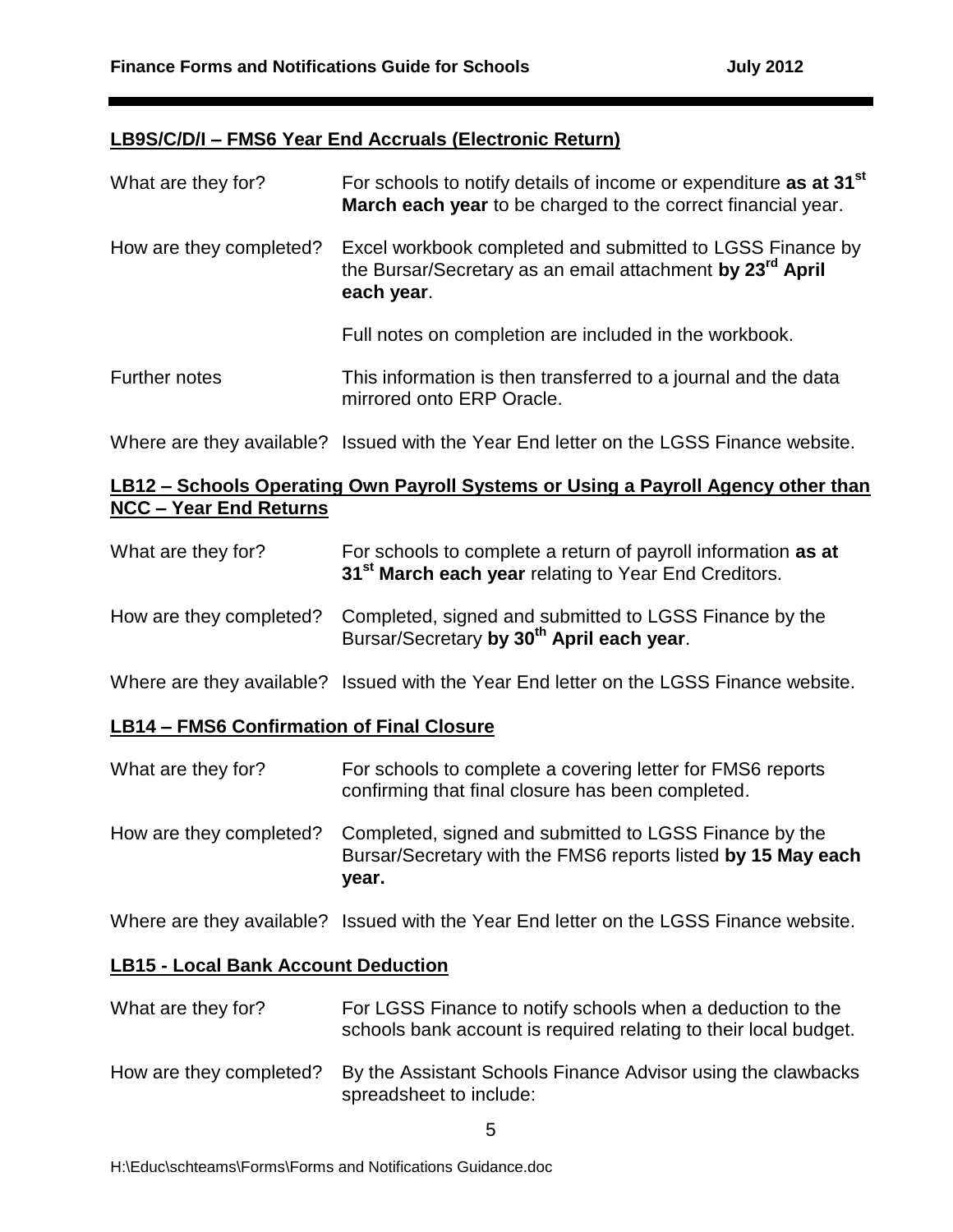## LB9S/C/D/I – FMS6 Year End Accruals (Electronic Return)

| | |
|---|---|
| What are they for? | For schools to notify details of income or expenditure **as at 31st March each year** to be charged to the correct financial year. |
| How are they completed? | Excel workbook completed and submitted to LGSS Finance by the Bursar/Secretary as an email attachment **by 23rd April each year**.<br><br>Full notes on completion are included in the workbook. |
| Further notes | This information is then transferred to a journal and the data mirrored onto ERP Oracle. |
| Where are they available? | Issued with the Year End letter on the LGSS Finance website. |

## LB12 – Schools Operating Own Payroll Systems or Using a Payroll Agency other than NCC – Year End Returns

| | |
|---|---|
| What are they for? | For schools to complete a return of payroll information **as at 31st March each year** relating to Year End Creditors. |
| How are they completed? | Completed, signed and submitted to LGSS Finance by the Bursar/Secretary **by 30th April each year**. |
| Where are they available? | Issued with the Year End letter on the LGSS Finance website. |

## LB14 – FMS6 Confirmation of Final Closure

| | |
|---|---|
| What are they for? | For schools to complete a covering letter for FMS6 reports confirming that final closure has been completed. |
| How are they completed? | Completed, signed and submitted to LGSS Finance by the Bursar/Secretary with the FMS6 reports listed **by 15 May each year.** |
| Where are they available? | Issued with the Year End letter on the LGSS Finance website. |

## LB15 - Local Bank Account Deduction

| | |
|---|---|
| What are they for? | For LGSS Finance to notify schools when a deduction to the schools bank account is required relating to their local budget. |
| How are they completed? | By the Assistant Schools Finance Advisor using the clawbacks spreadsheet to include: |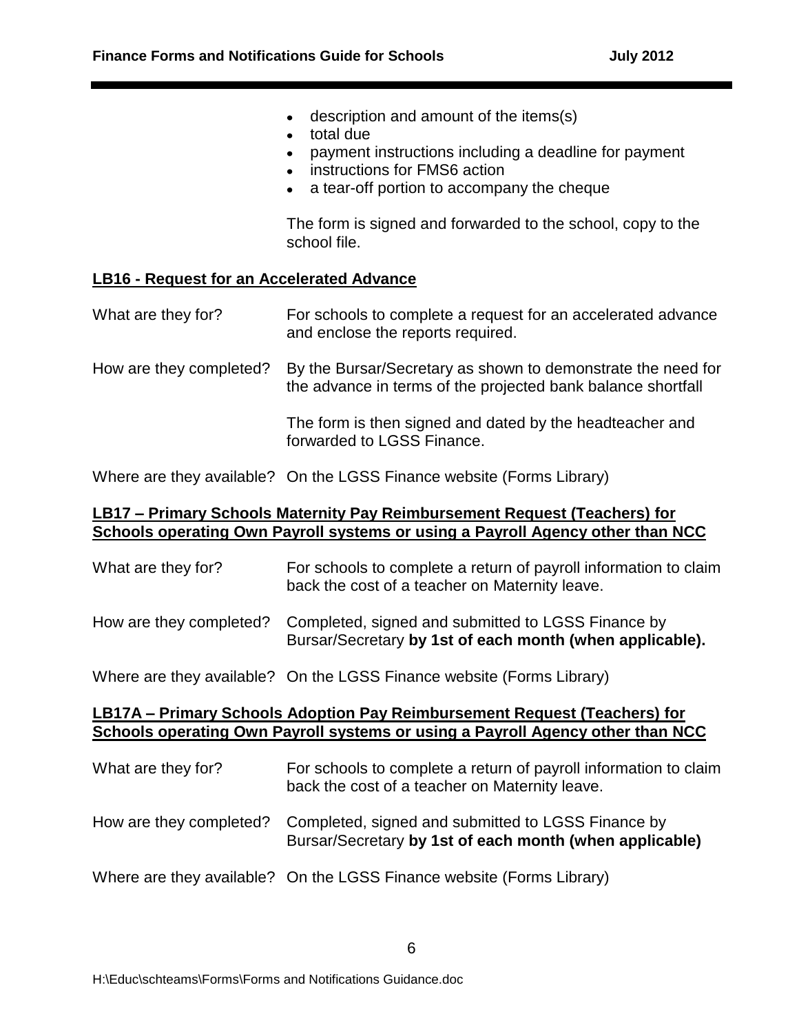- description and amount of the items(s)
- total due
- payment instructions including a deadline for payment
- instructions for FMS6 action
- a tear-off portion to accompany the cheque

The form is signed and forwarded to the school, copy to the school file.

**LB16 - Request for an Accelerated Advance**

What are they for? For schools to complete a request for an accelerated advance and enclose the reports required.

How are they completed? By the Bursar/Secretary as shown to demonstrate the need for the advance in terms of the projected bank balance shortfall

The form is then signed and dated by the headteacher and forwarded to LGSS Finance.

Where are they available? On the LGSS Finance website (Forms Library)

**LB17 – Primary Schools Maternity Pay Reimbursement Request (Teachers) for Schools operating Own Payroll systems or using a Payroll Agency other than NCC**

What are they for? For schools to complete a return of payroll information to claim back the cost of a teacher on Maternity leave.

How are they completed? Completed, signed and submitted to LGSS Finance by Bursar/Secretary **by 1st of each month (when applicable).**

Where are they available? On the LGSS Finance website (Forms Library)

**LB17A – Primary Schools Adoption Pay Reimbursement Request (Teachers) for Schools operating Own Payroll systems or using a Payroll Agency other than NCC**

What are they for? For schools to complete a return of payroll information to claim back the cost of a teacher on Maternity leave.

How are they completed? Completed, signed and submitted to LGSS Finance by Bursar/Secretary **by 1st of each month (when applicable)**

Where are they available? On the LGSS Finance website (Forms Library)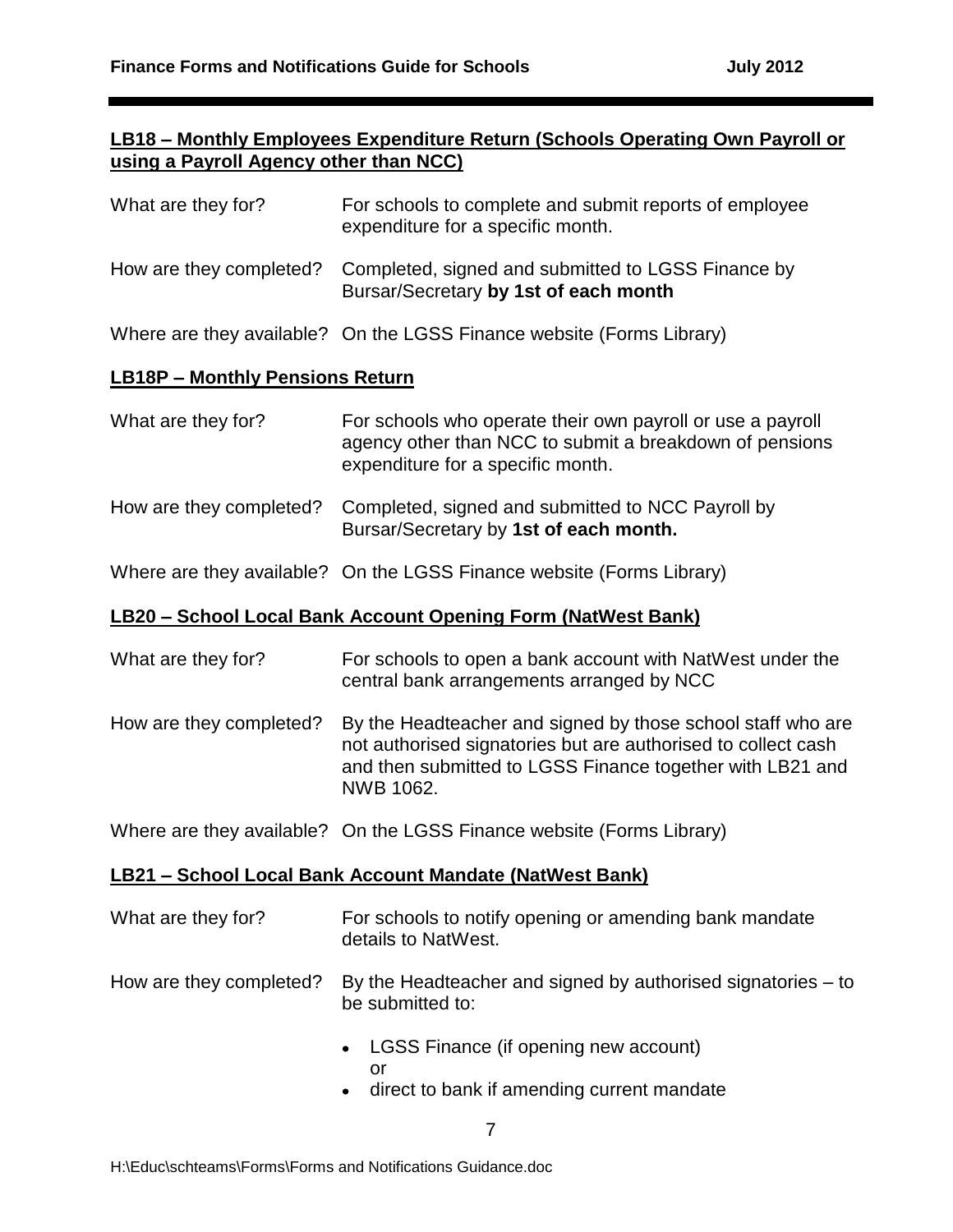## LB18 – Monthly Employees Expenditure Return (Schools Operating Own Payroll or using a Payroll Agency other than NCC)

What are they for? For schools to complete and submit reports of employee expenditure for a specific month.

How are they completed? Completed, signed and submitted to LGSS Finance by Bursar/Secretary **by 1st of each month**

Where are they available? On the LGSS Finance website (Forms Library)

## LB18P – Monthly Pensions Return

What are they for? For schools who operate their own payroll or use a payroll agency other than NCC to submit a breakdown of pensions expenditure for a specific month.

How are they completed? Completed, signed and submitted to NCC Payroll by Bursar/Secretary by **1st of each month.**

Where are they available? On the LGSS Finance website (Forms Library)

## LB20 – School Local Bank Account Opening Form (NatWest Bank)

What are they for? For schools to open a bank account with NatWest under the central bank arrangements arranged by NCC

How are they completed? By the Headteacher and signed by those school staff who are not authorised signatories but are authorised to collect cash and then submitted to LGSS Finance together with LB21 and NWB 1062.

Where are they available? On the LGSS Finance website (Forms Library)

## LB21 – School Local Bank Account Mandate (NatWest Bank)

What are they for? For schools to notify opening or amending bank mandate details to NatWest.

How are they completed? By the Headteacher and signed by authorised signatories – to be submitted to:

- LGSS Finance (if opening new account)
  or
- direct to bank if amending current mandate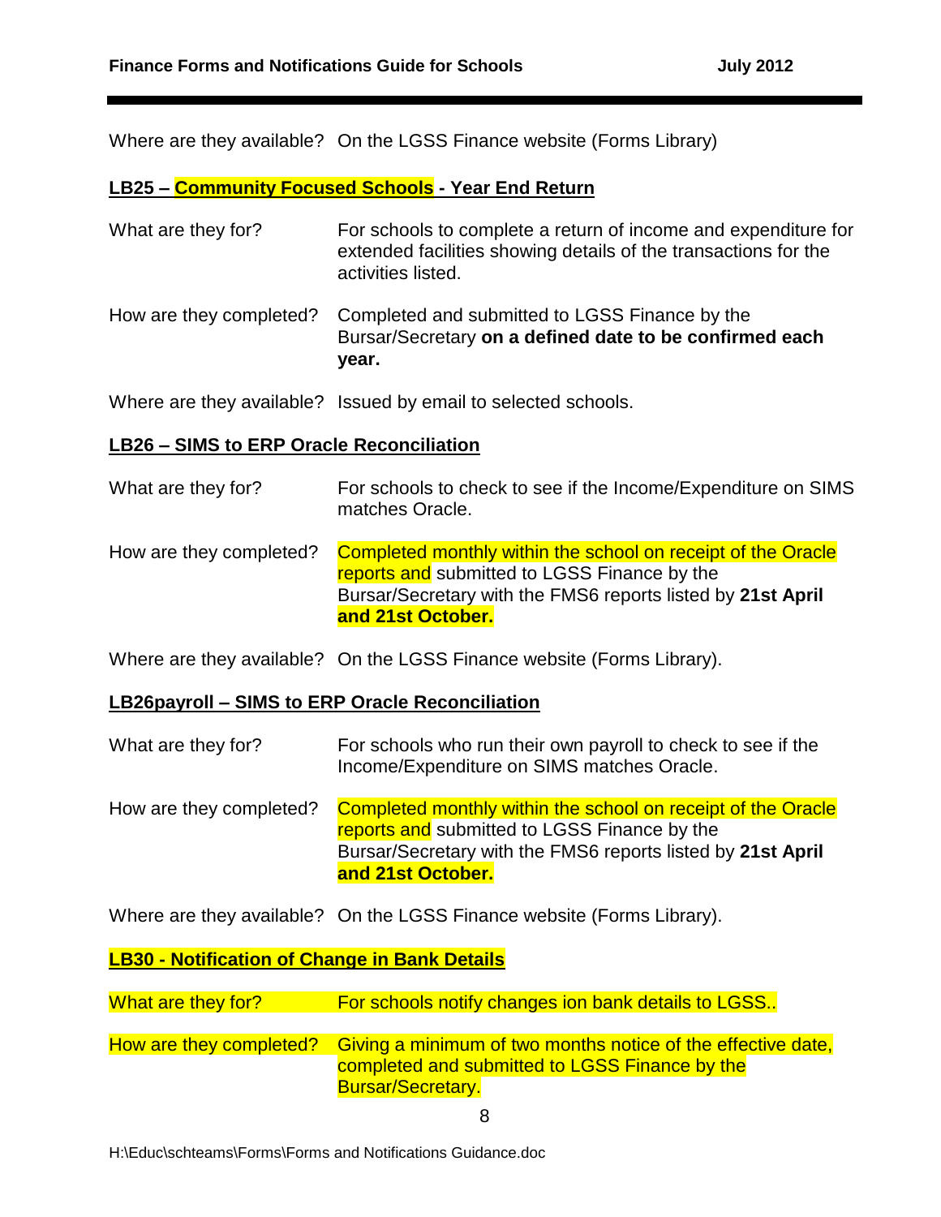Where are they available? On the LGSS Finance website (Forms Library)

**LB25 – Community Focused Schools - Year End Return**

What are they for? For schools to complete a return of income and expenditure for extended facilities showing details of the transactions for the activities listed.

How are they completed? Completed and submitted to LGSS Finance by the Bursar/Secretary **on a defined date to be confirmed each year.**

Where are they available? Issued by email to selected schools.

**LB26 – SIMS to ERP Oracle Reconciliation**

What are they for? For schools to check to see if the Income/Expenditure on SIMS matches Oracle.

How are they completed? Completed monthly within the school on receipt of the Oracle reports and submitted to LGSS Finance by the Bursar/Secretary with the FMS6 reports listed by **21st April and 21st October.**

Where are they available? On the LGSS Finance website (Forms Library).

**LB26payroll – SIMS to ERP Oracle Reconciliation**

What are they for? For schools who run their own payroll to check to see if the Income/Expenditure on SIMS matches Oracle.

How are they completed? Completed monthly within the school on receipt of the Oracle reports and submitted to LGSS Finance by the Bursar/Secretary with the FMS6 reports listed by **21st April and 21st October.**

Where are they available? On the LGSS Finance website (Forms Library).

**LB30 - Notification of Change in Bank Details**

What are they for? For schools notify changes ion bank details to LGSS..

How are they completed? Giving a minimum of two months notice of the effective date, completed and submitted to LGSS Finance by the Bursar/Secretary.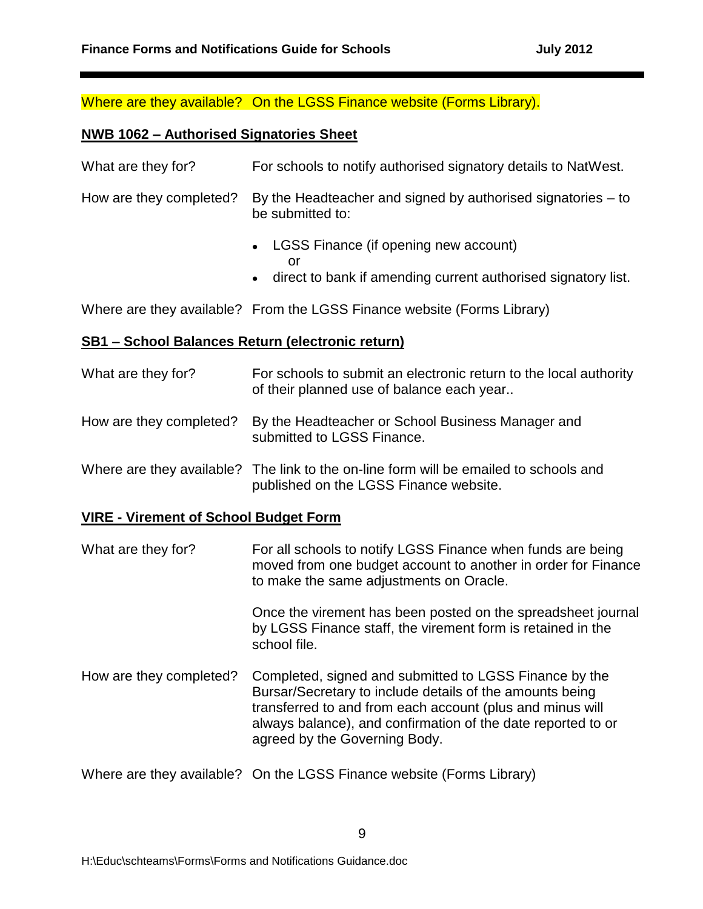Where are they available? On the LGSS Finance website (Forms Library).

## NWB 1062 – Authorised Signatories Sheet

What are they for? For schools to notify authorised signatory details to NatWest.

How are they completed? By the Headteacher and signed by authorised signatories – to be submitted to:

- LGSS Finance (if opening new account)
  or
- direct to bank if amending current authorised signatory list.

Where are they available? From the LGSS Finance website (Forms Library)

## SB1 – School Balances Return (electronic return)

What are they for? For schools to submit an electronic return to the local authority of their planned use of balance each year..

How are they completed? By the Headteacher or School Business Manager and submitted to LGSS Finance.

Where are they available? The link to the on-line form will be emailed to schools and published on the LGSS Finance website.

## VIRE - Virement of School Budget Form

What are they for? For all schools to notify LGSS Finance when funds are being moved from one budget account to another in order for Finance to make the same adjustments on Oracle.

Once the virement has been posted on the spreadsheet journal by LGSS Finance staff, the virement form is retained in the school file.

How are they completed? Completed, signed and submitted to LGSS Finance by the Bursar/Secretary to include details of the amounts being transferred to and from each account (plus and minus will always balance), and confirmation of the date reported to or agreed by the Governing Body.

Where are they available? On the LGSS Finance website (Forms Library)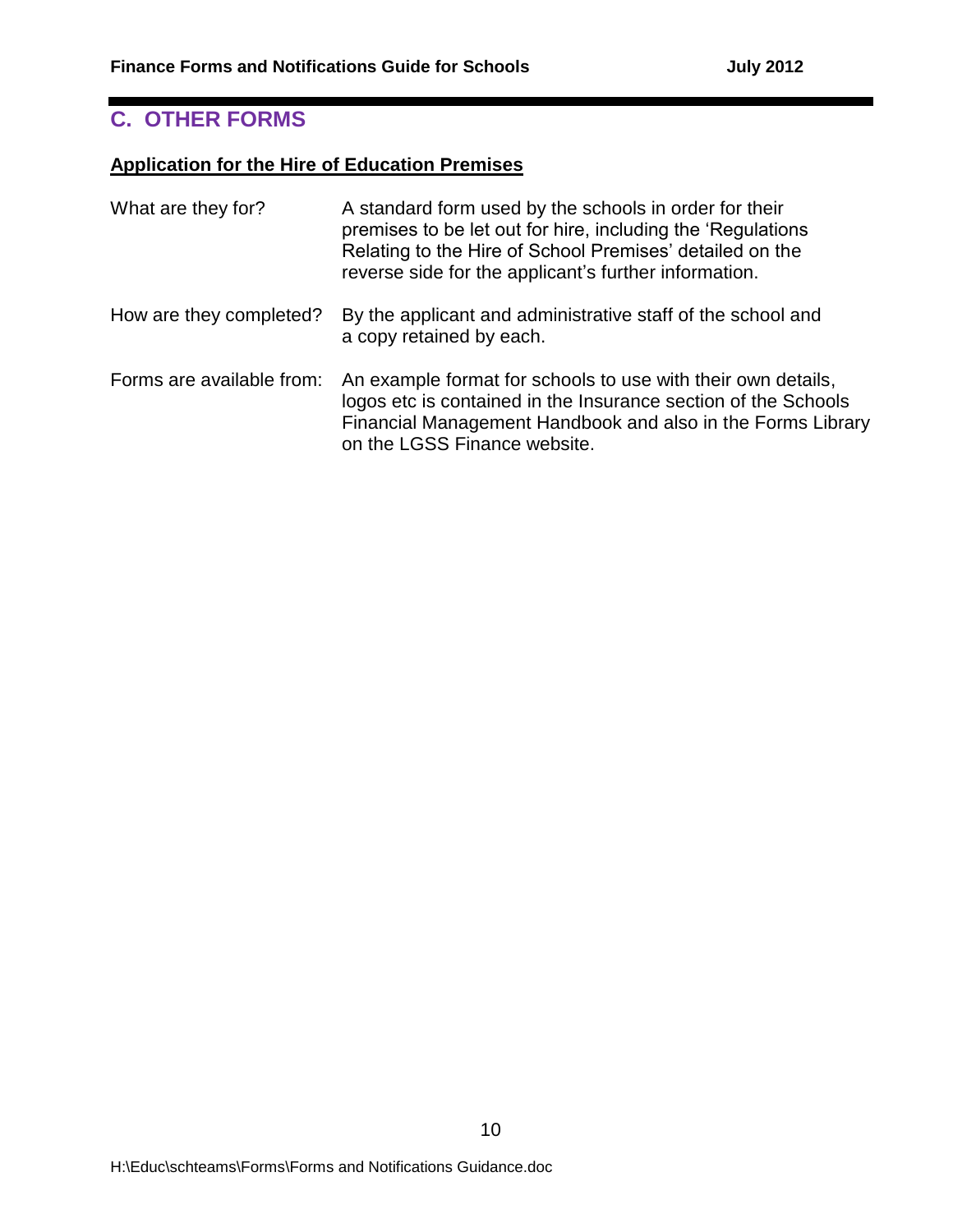## C. OTHER FORMS

### Application for the Hire of Education Premises

| | |
|---|---|
| What are they for? | A standard form used by the schools in order for their premises to be let out for hire, including the 'Regulations Relating to the Hire of School Premises' detailed on the reverse side for the applicant's further information. |
| How are they completed? | By the applicant and administrative staff of the school and a copy retained by each. |
| Forms are available from: | An example format for schools to use with their own details, logos etc is contained in the Insurance section of the Schools Financial Management Handbook and also in the Forms Library on the LGSS Finance website. |